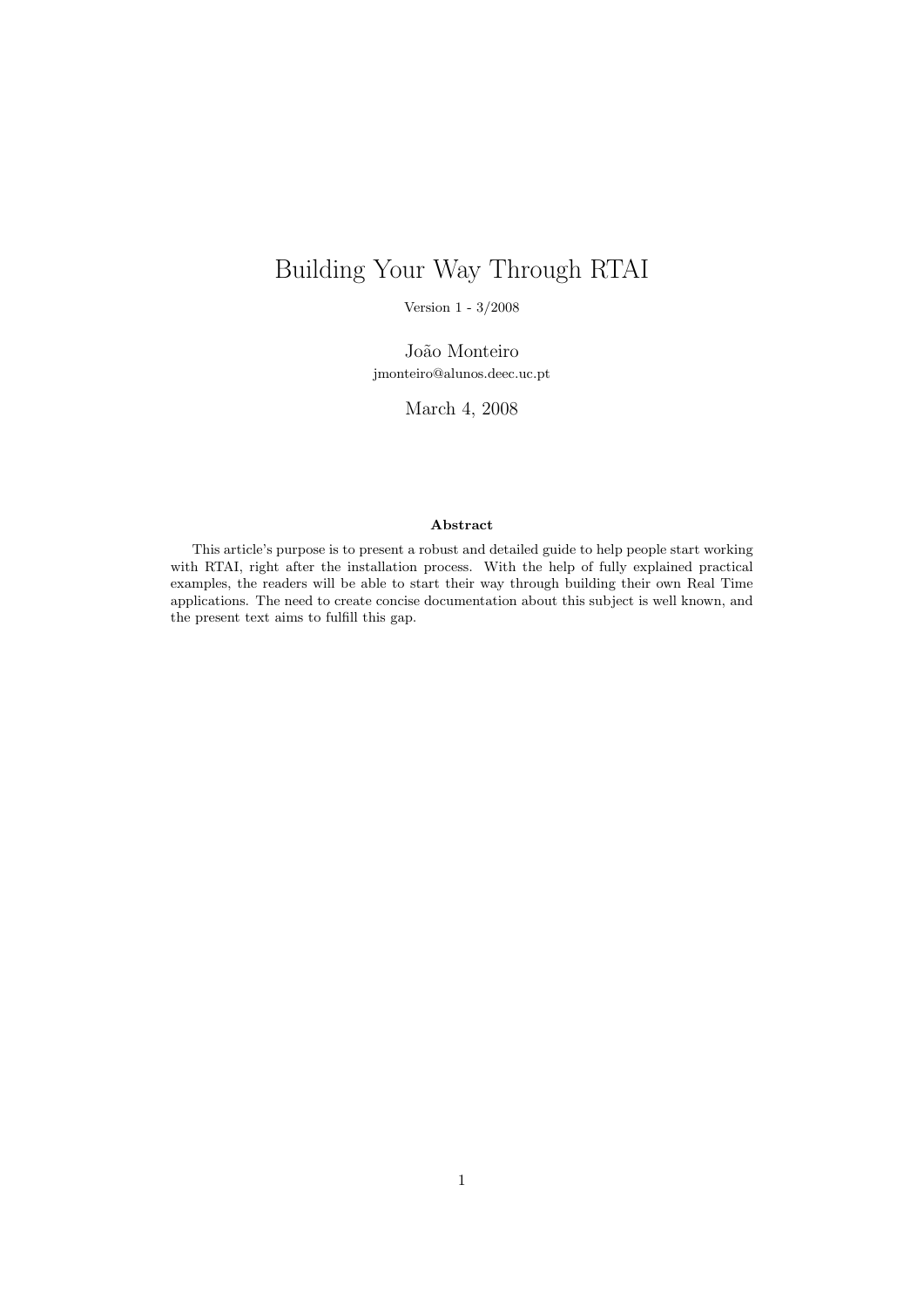# Building Your Way Through RTAI

Version 1 - 3/2008

João Monteiro

jmonteiro@alunos.deec.uc.pt

March 4, 2008

**Abstract**

This article's purpose is to present a robust and detailed guide to help people start working with RTAI, right after the installation process. With the help of fully explained practical examples, the readers will be able to start their way through building their own Real Time applications. The need to create concise documentation about this subject is well known, and the present text aims to fulfill this gap.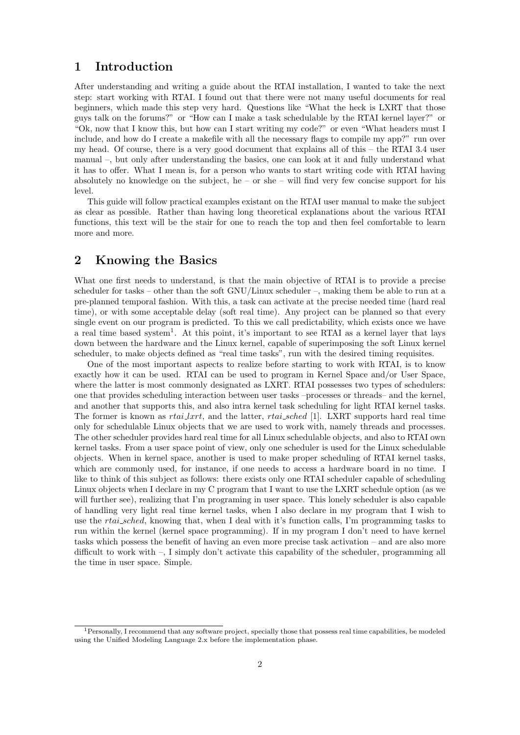# 1 Introduction

After understanding and writing a guide about the RTAI installation, I wanted to take the next step: start working with RTAI. I found out that there were not many useful documents for real beginners, which made this step very hard. Questions like "What the heck is LXRT that those guys talk on the forums?" or "How can I make a task schedulable by the RTAI kernel layer?" or "Ok, now that I know this, but how can I start writing my code?" or even "What headers must I include, and how do I create a makefile with all the necessary flags to compile my app?" run over my head. Of course, there is a very good document that explains all of this – the RTAI 3.4 user manual –, but only after understanding the basics, one can look at it and fully understand what it has to offer. What I mean is, for a person who wants to start writing code with RTAI having absolutely no knowledge on the subject, he – or she – will find very few concise support for his level.

This guide will follow practical examples existant on the RTAI user manual to make the subject as clear as possible. Rather than having long theoretical explanations about the various RTAI functions, this text will be the stair for one to reach the top and then feel comfortable to learn more and more.

# 2 Knowing the Basics

What one first needs to understand, is that the main objective of RTAI is to provide a precise scheduler for tasks – other than the soft GNU/Linux scheduler –, making them be able to run at a pre-planned temporal fashion. With this, a task can activate at the precise needed time (hard real time), or with some acceptable delay (soft real time). Any project can be planned so that every single event on our program is predicted. To this we call predictability, which exists once we have a real time based system[1]. At this point, it's important to see RTAI as a kernel layer that lays down between the hardware and the Linux kernel, capable of superimposing the soft Linux kernel scheduler, to make objects defined as "real time tasks", run with the desired timing requisites.

One of the most important aspects to realize before starting to work with RTAI, is to know exactly how it can be used. RTAI can be used to program in Kernel Space and/or User Space, where the latter is most commonly designated as LXRT. RTAI possesses two types of schedulers: one that provides scheduling interaction between user tasks –processes or threads– and the kernel, and another that supports this, and also intra kernel task scheduling for light RTAI kernel tasks. The former is known as *rtai_lxrt*, and the latter, *rtai_sched* [1]. LXRT supports hard real time only for schedulable Linux objects that we are used to work with, namely threads and processes. The other scheduler provides hard real time for all Linux schedulable objects, and also to RTAI own kernel tasks. From a user space point of view, only one scheduler is used for the Linux schedulable objects. When in kernel space, another is used to make proper scheduling of RTAI kernel tasks, which are commonly used, for instance, if one needs to access a hardware board in no time. I like to think of this subject as follows: there exists only one RTAI scheduler capable of scheduling Linux objects when I declare in my C program that I want to use the LXRT schedule option (as we will further see), realizing that I'm programing in user space. This lonely scheduler is also capable of handling very light real time kernel tasks, when I also declare in my program that I wish to use the *rtai_sched*, knowing that, when I deal with it's function calls, I'm programming tasks to run within the kernel (kernel space programming). If in my program I don't need to have kernel tasks which possess the benefit of having an even more precise task activation – and are also more difficult to work with –, I simply don't activate this capability of the scheduler, programming all the time in user space. Simple.

[1] Personally, I recommend that any software project, specially those that possess real time capabilities, be modeled using the Unified Modeling Language 2.x before the implementation phase.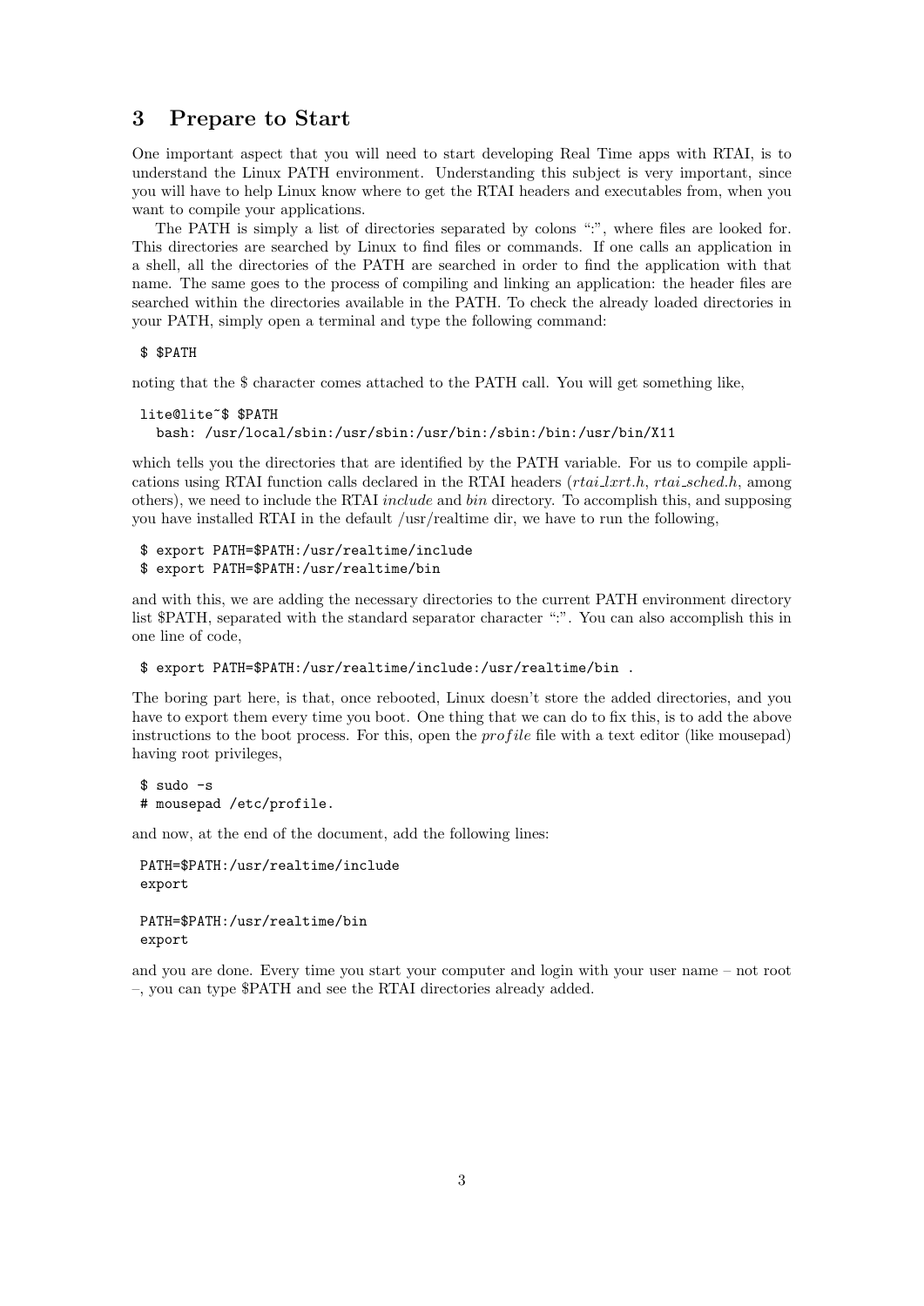## 3 Prepare to Start

One important aspect that you will need to start developing Real Time apps with RTAI, is to understand the Linux PATH environment. Understanding this subject is very important, since you will have to help Linux know where to get the RTAI headers and executables from, when you want to compile your applications.

The PATH is simply a list of directories separated by colons ":", where files are looked for. This directories are searched by Linux to find files or commands. If one calls an application in a shell, all the directories of the PATH are searched in order to find the application with that name. The same goes to the process of compiling and linking an application: the header files are searched within the directories available in the PATH. To check the already loaded directories in your PATH, simply open a terminal and type the following command:

```
$ $PATH
```

noting that the $ character comes attached to the PATH call. You will get something like,

```
lite@lite~$ $PATH
  bash: /usr/local/sbin:/usr/sbin:/usr/bin:/sbin:/bin:/usr/bin/X11
```

which tells you the directories that are identified by the PATH variable. For us to compile applications using RTAI function calls declared in the RTAI headers (*rtai_lxrt.h*, *rtai_sched.h*, among others), we need to include the RTAI *include* and *bin* directory. To accomplish this, and supposing you have installed RTAI in the default /usr/realtime dir, we have to run the following,

```
$ export PATH=$PATH:/usr/realtime/include
$ export PATH=$PATH:/usr/realtime/bin
```

and with this, we are adding the necessary directories to the current PATH environment directory list $PATH, separated with the standard separator character ":". You can also accomplish this in one line of code,

```
$ export PATH=$PATH:/usr/realtime/include:/usr/realtime/bin .
```

The boring part here, is that, once rebooted, Linux doesn't store the added directories, and you have to export them every time you boot. One thing that we can do to fix this, is to add the above instructions to the boot process. For this, open the *profile* file with a text editor (like mousepad) having root privileges,

```
$ sudo -s
# mousepad /etc/profile.
```

and now, at the end of the document, add the following lines:

```
PATH=$PATH:/usr/realtime/include
export

PATH=$PATH:/usr/realtime/bin
export
```

and you are done. Every time you start your computer and login with your user name – not root –, you can type $PATH and see the RTAI directories already added.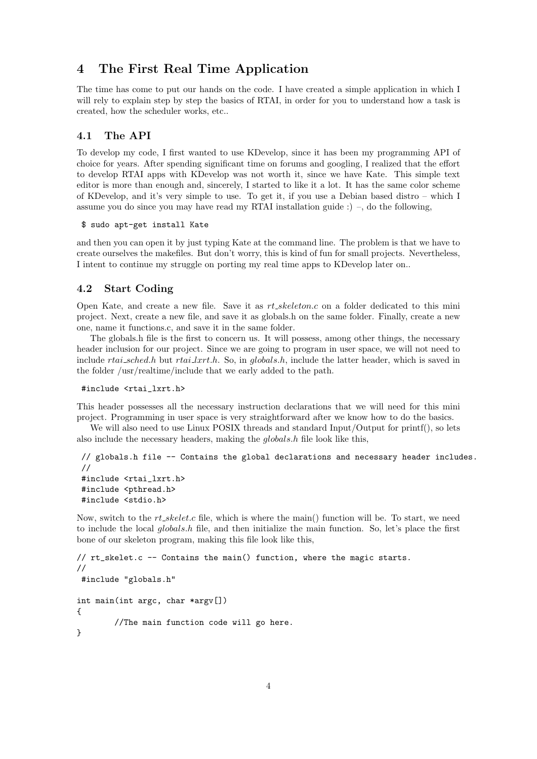# 4 The First Real Time Application

The time has come to put our hands on the code. I have created a simple application in which I will rely to explain step by step the basics of RTAI, in order for you to understand how a task is created, how the scheduler works, etc..

## 4.1 The API

To develop my code, I first wanted to use KDevelop, since it has been my programming API of choice for years. After spending significant time on forums and googling, I realized that the effort to develop RTAI apps with KDevelop was not worth it, since we have Kate. This simple text editor is more than enough and, sincerely, I started to like it a lot. It has the same color scheme of KDevelop, and it's very simple to use. To get it, if you use a Debian based distro – which I assume you do since you may have read my RTAI installation guide :) –, do the following,

```
$ sudo apt-get install Kate
```

and then you can open it by just typing Kate at the command line. The problem is that we have to create ourselves the makefiles. But don't worry, this is kind of fun for small projects. Nevertheless, I intent to continue my struggle on porting my real time apps to KDevelop later on..

## 4.2 Start Coding

Open Kate, and create a new file. Save it as *rt_skeleton.c* on a folder dedicated to this mini project. Next, create a new file, and save it as globals.h on the same folder. Finally, create a new one, name it functions.c, and save it in the same folder.

The globals.h file is the first to concern us. It will possess, among other things, the necessary header inclusion for our project. Since we are going to program in user space, we will not need to include *rtai_sched.h* but *rtai_lxrt.h*. So, in *globals.h*, include the latter header, which is saved in the folder /usr/realtime/include that we early added to the path.

```
#include <rtai_lxrt.h>
```

This header possesses all the necessary instruction declarations that we will need for this mini project. Programming in user space is very straightforward after we know how to do the basics.

We will also need to use Linux POSIX threads and standard Input/Output for printf(), so lets also include the necessary headers, making the *globals.h* file look like this,

```
// globals.h file -- Contains the global declarations and necessary header includes.
//
#include <rtai_lxrt.h>
#include <pthread.h>
#include <stdio.h>
```

Now, switch to the *rt_skelet.c* file, which is where the main() function will be. To start, we need to include the local *globals.h* file, and then initialize the main function. So, let's place the first bone of our skeleton program, making this file look like this,

```
// rt_skelet.c -- Contains the main() function, where the magic starts.
//
 #include "globals.h"

int main(int argc, char *argv[])
{
        //The main function code will go here.
}
```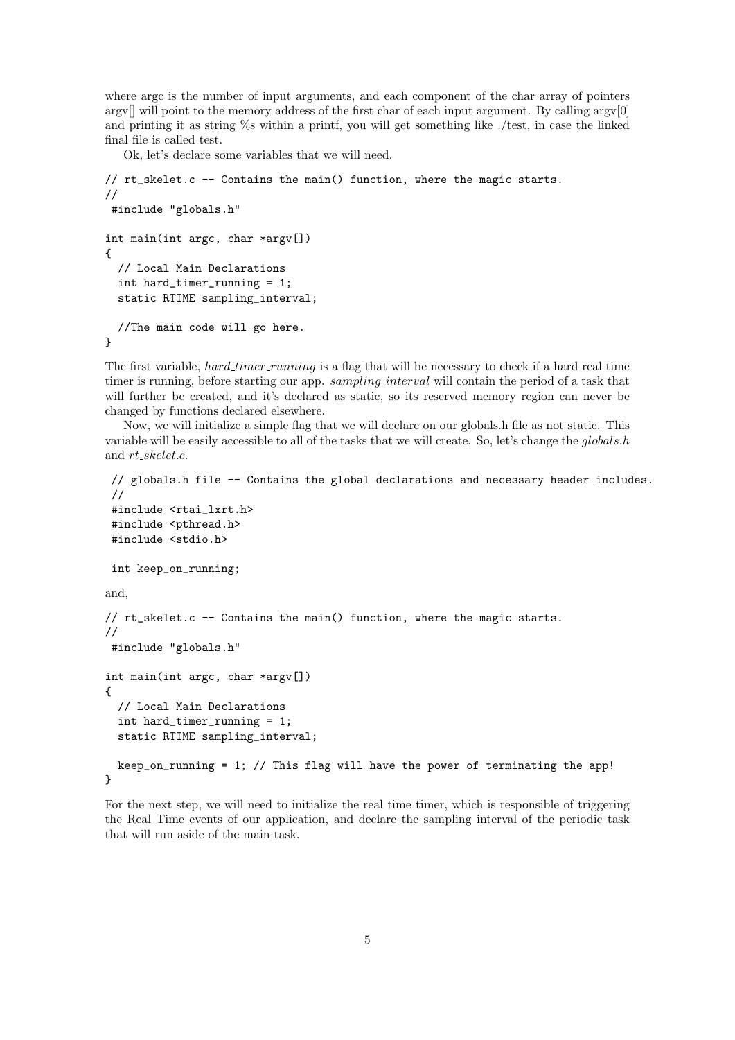where argc is the number of input arguments, and each component of the char array of pointers argv[] will point to the memory address of the first char of each input argument. By calling argv[0] and printing it as string %s within a printf, you will get something like ./test, in case the linked final file is called test.

Ok, let's declare some variables that we will need.

```
// rt_skelet.c -- Contains the main() function, where the magic starts.
//
 #include "globals.h"

int main(int argc, char *argv[])
{
  // Local Main Declarations
  int hard_timer_running = 1;
  static RTIME sampling_interval;

  //The main code will go here.
}
```

The first variable, *hard_timer_running* is a flag that will be necessary to check if a hard real time timer is running, before starting our app. *sampling_interval* will contain the period of a task that will further be created, and it's declared as static, so its reserved memory region can never be changed by functions declared elsewhere.

Now, we will initialize a simple flag that we will declare on our globals.h file as not static. This variable will be easily accessible to all of the tasks that we will create. So, let's change the *globals.h* and *rt_skelet.c*.

```
 // globals.h file -- Contains the global declarations and necessary header includes.
 //
 #include <rtai_lxrt.h>
 #include <pthread.h>
 #include <stdio.h>

 int keep_on_running;
```

and,

```
// rt_skelet.c -- Contains the main() function, where the magic starts.
//
 #include "globals.h"

int main(int argc, char *argv[])
{
  // Local Main Declarations
  int hard_timer_running = 1;
  static RTIME sampling_interval;

  keep_on_running = 1; // This flag will have the power of terminating the app!
}
```

For the next step, we will need to initialize the real time timer, which is responsible of triggering the Real Time events of our application, and declare the sampling interval of the periodic task that will run aside of the main task.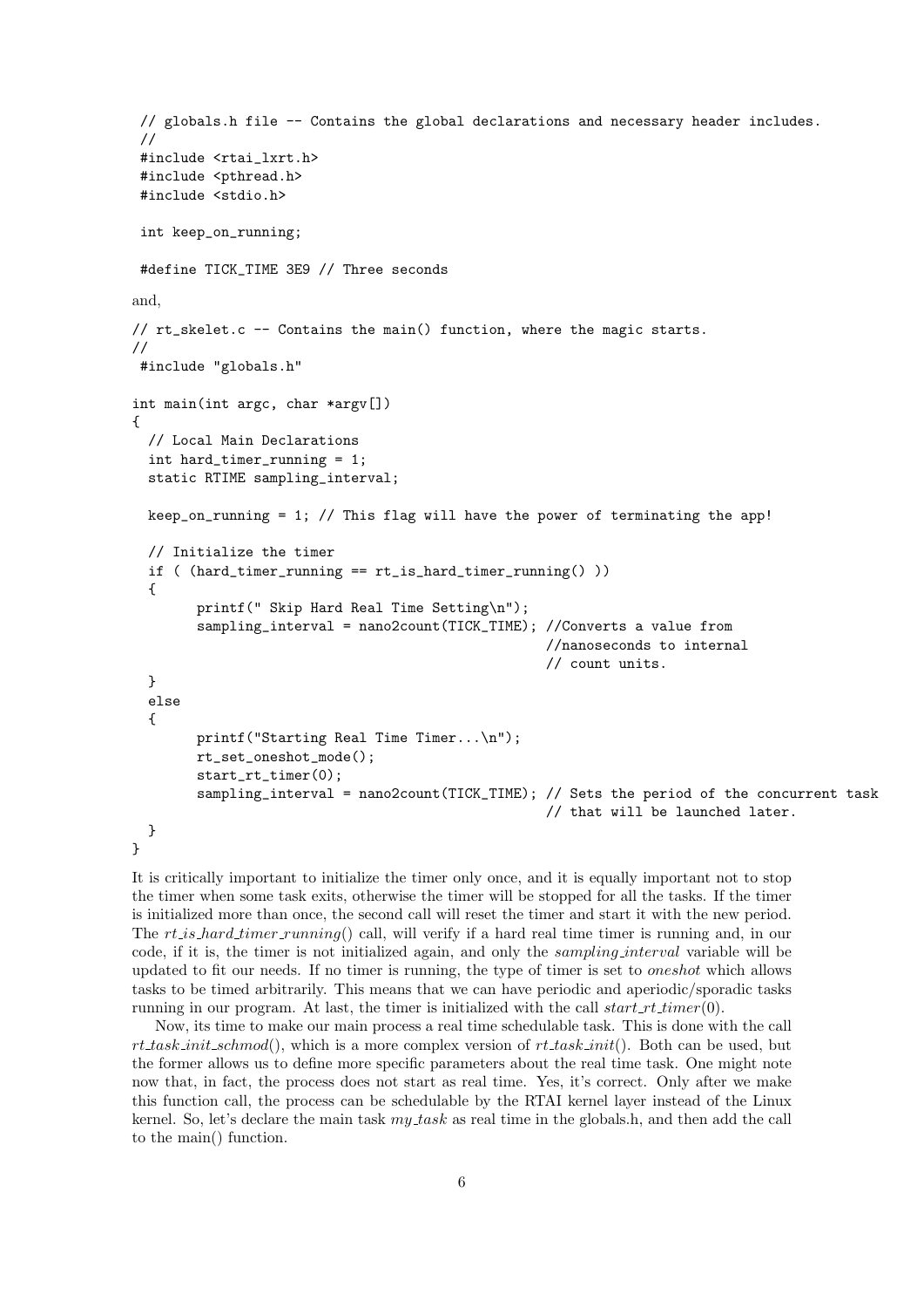```
 // globals.h file -- Contains the global declarations and necessary header includes.
 //
 #include <rtai_lxrt.h>
 #include <pthread.h>
 #include <stdio.h>

 int keep_on_running;

 #define TICK_TIME 3E9 // Three seconds
```

and,

```
// rt_skelet.c -- Contains the main() function, where the magic starts.
//
 #include "globals.h"

int main(int argc, char *argv[])
{
  // Local Main Declarations
  int hard_timer_running = 1;
  static RTIME sampling_interval;

  keep_on_running = 1; // This flag will have the power of terminating the app!

  // Initialize the timer
  if ( (hard_timer_running == rt_is_hard_timer_running() ))
  {
        printf(" Skip Hard Real Time Setting\n");
        sampling_interval = nano2count(TICK_TIME); //Converts a value from
                                                   //nanoseconds to internal
                                                   // count units.
  }
  else
  {
        printf("Starting Real Time Timer...\n");
        rt_set_oneshot_mode();
        start_rt_timer(0);
        sampling_interval = nano2count(TICK_TIME); // Sets the period of the concurrent task
                                                   // that will be launched later.
  }
}
```

It is critically important to initialize the timer only once, and it is equally important not to stop the timer when some task exits, otherwise the timer will be stopped for all the tasks. If the timer is initialized more than once, the second call will reset the timer and start it with the new period. The *rt_is_hard_timer_running*() call, will verify if a hard real time timer is running and, in our code, if it is, the timer is not initialized again, and only the *sampling_interval* variable will be updated to fit our needs. If no timer is running, the type of timer is set to *oneshot* which allows tasks to be timed arbitrarily. This means that we can have periodic and aperiodic/sporadic tasks running in our program. At last, the timer is initialized with the call *start_rt_timer*(0).

Now, its time to make our main process a real time schedulable task. This is done with the call *rt_task_init_schmod*(), which is a more complex version of *rt_task_init*(). Both can be used, but the former allows us to define more specific parameters about the real time task. One might note now that, in fact, the process does not start as real time. Yes, it's correct. Only after we make this function call, the process can be schedulable by the RTAI kernel layer instead of the Linux kernel. So, let's declare the main task *my_task* as real time in the globals.h, and then add the call to the main() function.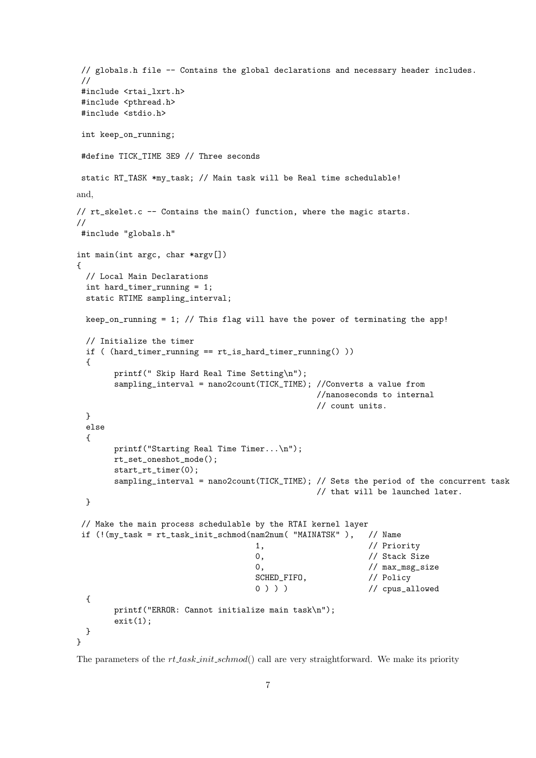```
 // globals.h file -- Contains the global declarations and necessary header includes.
 //
 #include <rtai_lxrt.h>
 #include <pthread.h>
 #include <stdio.h>

 int keep_on_running;

 #define TICK_TIME 3E9 // Three seconds

 static RT_TASK *my_task; // Main task will be Real time schedulable!
```

and,

```
// rt_skelet.c -- Contains the main() function, where the magic starts.
//
 #include "globals.h"

int main(int argc, char *argv[])
{
  // Local Main Declarations
  int hard_timer_running = 1;
  static RTIME sampling_interval;

  keep_on_running = 1; // This flag will have the power of terminating the app!

  // Initialize the timer
  if ( (hard_timer_running == rt_is_hard_timer_running() ))
  {
        printf(" Skip Hard Real Time Setting\n");
        sampling_interval = nano2count(TICK_TIME); //Converts a value from
                                                   //nanoseconds to internal
                                                   // count units.
  }
  else
  {
        printf("Starting Real Time Timer...\n");
        rt_set_oneshot_mode();
        start_rt_timer(0);
        sampling_interval = nano2count(TICK_TIME); // Sets the period of the concurrent task
                                                   // that will be launched later.
  }

 // Make the main process schedulable by the RTAI kernel layer
 if (!(my_task = rt_task_init_schmod(nam2num( "MAINATSK" ),   // Name
                                     1,                      // Priority
                                     0,                      // Stack Size
                                     0,                      // max_msg_size
                                     SCHED_FIFO,             // Policy
                                     0 ) ) )                 // cpus_allowed
  {
        printf("ERROR: Cannot initialize main task\n");
        exit(1);
  }
}
```

The parameters of the *rt_task_init_schmod*() call are very straightforward. We make its priority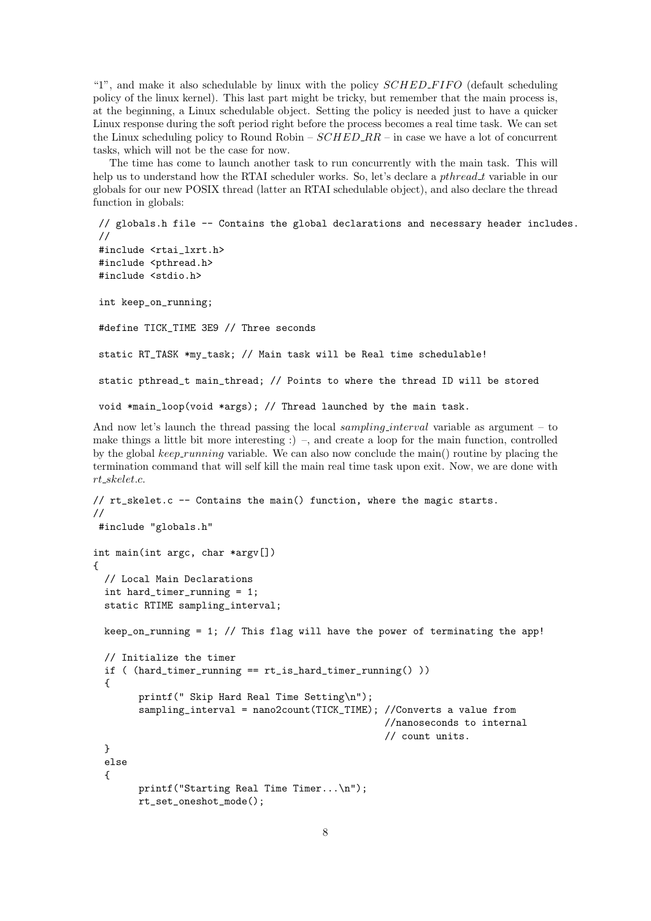"1", and make it also schedulable by linux with the policy *SCHED_FIFO* (default scheduling policy of the linux kernel). This last part might be tricky, but remember that the main process is, at the beginning, a Linux schedulable object. Setting the policy is needed just to have a quicker Linux response during the soft period right before the process becomes a real time task. We can set the Linux scheduling policy to Round Robin – *SCHED_RR* – in case we have a lot of concurrent tasks, which will not be the case for now.

The time has come to launch another task to run concurrently with the main task. This will help us to understand how the RTAI scheduler works. So, let's declare a *pthread_t* variable in our globals for our new POSIX thread (latter an RTAI schedulable object), and also declare the thread function in globals:

```
// globals.h file -- Contains the global declarations and necessary header includes.
//
#include <rtai_lxrt.h>
#include <pthread.h>
#include <stdio.h>

int keep_on_running;

#define TICK_TIME 3E9 // Three seconds

static RT_TASK *my_task; // Main task will be Real time schedulable!

static pthread_t main_thread; // Points to where the thread ID will be stored

void *main_loop(void *args); // Thread launched by the main task.
```

And now let's launch the thread passing the local *sampling_interval* variable as argument – to make things a little bit more interesting :) –, and create a loop for the main function, controlled by the global *keep_running* variable. We can also now conclude the main() routine by placing the termination command that will self kill the main real time task upon exit. Now, we are done with *rt_skelet.c*.

```
// rt_skelet.c -- Contains the main() function, where the magic starts.
//
 #include "globals.h"

int main(int argc, char *argv[])
{
  // Local Main Declarations
  int hard_timer_running = 1;
  static RTIME sampling_interval;

  keep_on_running = 1; // This flag will have the power of terminating the app!

  // Initialize the timer
  if ( (hard_timer_running == rt_is_hard_timer_running() ))
  {
        printf(" Skip Hard Real Time Setting\n");
        sampling_interval = nano2count(TICK_TIME); //Converts a value from
                                                   //nanoseconds to internal
                                                   // count units.
  }
  else
  {
        printf("Starting Real Time Timer...\n");
        rt_set_oneshot_mode();
```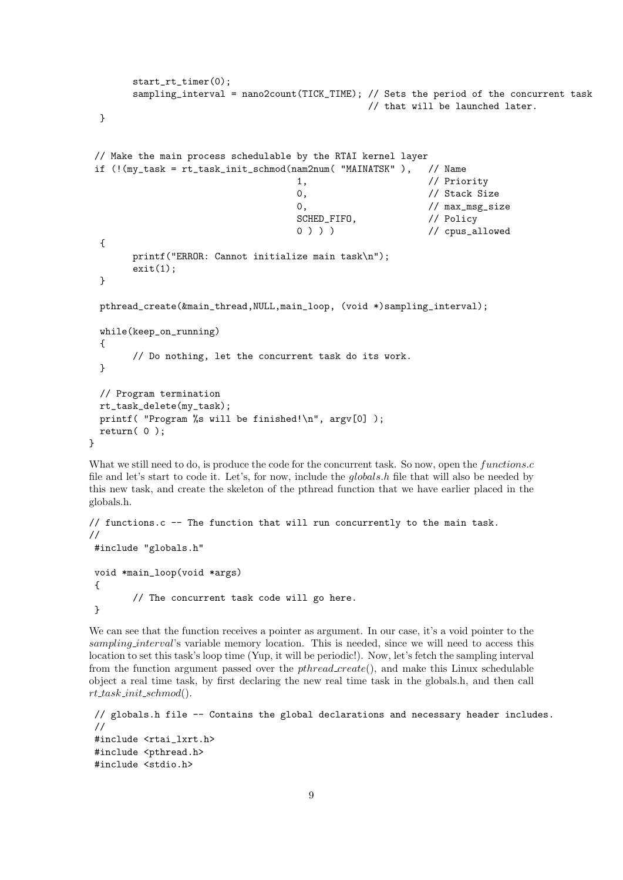```
        start_rt_timer(0);
        sampling_interval = nano2count(TICK_TIME); // Sets the period of the concurrent task
                                                   // that will be launched later.
  }


 // Make the main process schedulable by the RTAI kernel layer
 if (!(my_task = rt_task_init_schmod(nam2num( "MAINATSK" ),   // Name
                                     1,                       // Priority
                                     0,                       // Stack Size
                                     0,                       // max_msg_size
                                     SCHED_FIFO,              // Policy
                                     0 ) ) )                  // cpus_allowed
  {
        printf("ERROR: Cannot initialize main task\n");
        exit(1);
  }

  pthread_create(&main_thread,NULL,main_loop, (void *)sampling_interval);

  while(keep_on_running)
  {
        // Do nothing, let the concurrent task do its work.
  }

  // Program termination
  rt_task_delete(my_task);
  printf( "Program %s will be finished!\n", argv[0] );
  return( 0 );
}
```

What we still need to do, is produce the code for the concurrent task. So now, open the *functions.c* file and let's start to code it. Let's, for now, include the *globals.h* file that will also be needed by this new task, and create the skeleton of the pthread function that we have earlier placed in the globals.h.

```
// functions.c -- The function that will run concurrently to the main task.
//
 #include "globals.h"

 void *main_loop(void *args)
 {
        // The concurrent task code will go here.
 }
```

We can see that the function receives a pointer as argument. In our case, it's a void pointer to the *sampling_interval*'s variable memory location. This is needed, since we will need to access this location to set this task's loop time (Yup, it will be periodic!). Now, let's fetch the sampling interval from the function argument passed over the *pthread_create*(), and make this Linux schedulable object a real time task, by first declaring the new real time task in the globals.h, and then call *rt_task_init_schmod*().

```
 // globals.h file -- Contains the global declarations and necessary header includes.
 //
 #include <rtai_lxrt.h>
 #include <pthread.h>
 #include <stdio.h>
```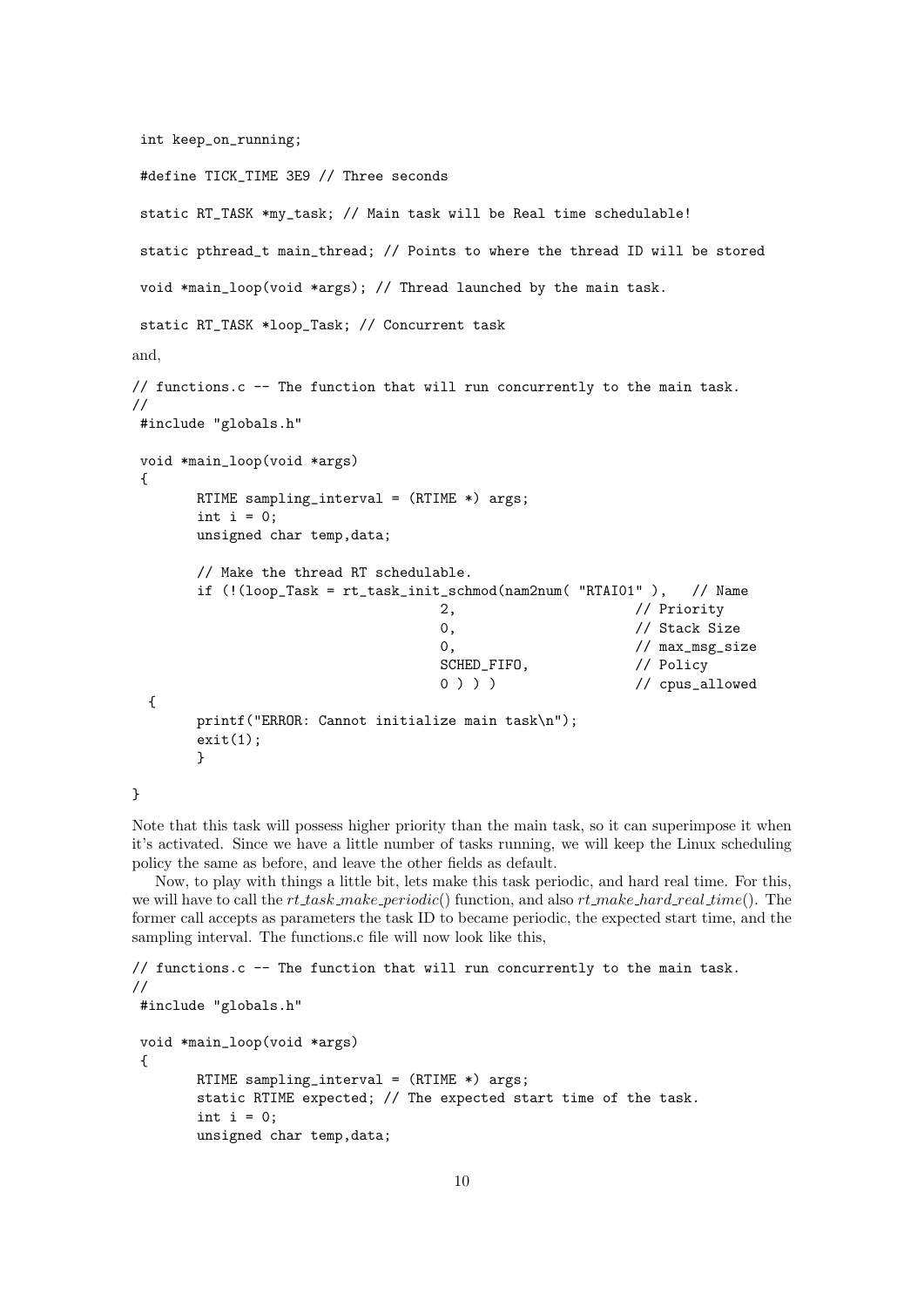```
int keep_on_running;

#define TICK_TIME 3E9 // Three seconds

static RT_TASK *my_task; // Main task will be Real time schedulable!

static pthread_t main_thread; // Points to where the thread ID will be stored

void *main_loop(void *args); // Thread launched by the main task.

static RT_TASK *loop_Task; // Concurrent task
```

and,

```
// functions.c -- The function that will run concurrently to the main task.
//
 #include "globals.h"

 void *main_loop(void *args)
 {
        RTIME sampling_interval = (RTIME *) args;
        int i = 0;
        unsigned char temp,data;

        // Make the thread RT schedulable.
        if (!(loop_Task = rt_task_init_schmod(nam2num( "RTAI01" ),   // Name
                                      2,                    // Priority
                                      0,                    // Stack Size
                                      0,                    // max_msg_size
                                      SCHED_FIFO,           // Policy
                                      0 ) ) )               // cpus_allowed
  {
        printf("ERROR: Cannot initialize main task\n");
        exit(1);
        }

}
```

Note that this task will possess higher priority than the main task, so it can superimpose it when it's activated. Since we have a little number of tasks running, we will keep the Linux scheduling policy the same as before, and leave the other fields as default.

Now, to play with things a little bit, lets make this task periodic, and hard real time. For this, we will have to call the *rt_task_make_periodic*() function, and also *rt_make_hard_real_time*(). The former call accepts as parameters the task ID to became periodic, the expected start time, and the sampling interval. The functions.c file will now look like this,

```
// functions.c -- The function that will run concurrently to the main task.
//
 #include "globals.h"

 void *main_loop(void *args)
 {
        RTIME sampling_interval = (RTIME *) args;
        static RTIME expected; // The expected start time of the task.
        int i = 0;
        unsigned char temp,data;
```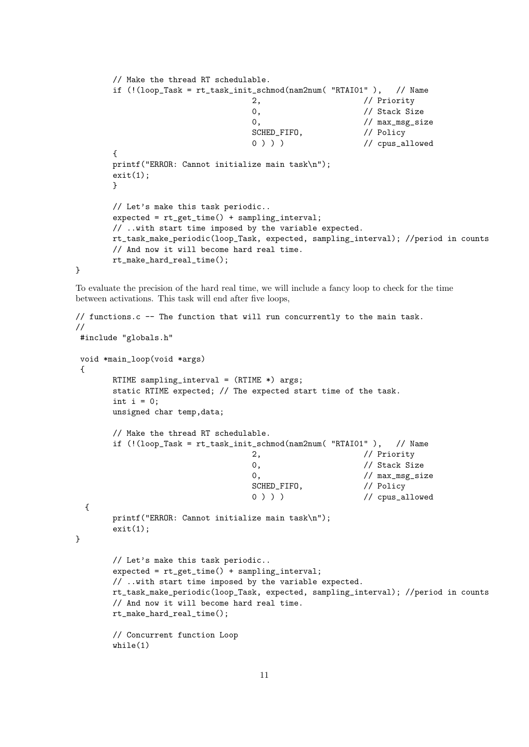```
        // Make the thread RT schedulable.
        if (!(loop_Task = rt_task_init_schmod(nam2num( "RTAI01" ),   // Name
                                    2,                     // Priority
                                    0,                     // Stack Size
                                    0,                     // max_msg_size
                                    SCHED_FIFO,            // Policy
                                    0 ) ) )                // cpus_allowed
        {
        printf("ERROR: Cannot initialize main task\n");
        exit(1);
        }

        // Let's make this task periodic..
        expected = rt_get_time() + sampling_interval;
        // ..with start time imposed by the variable expected.
        rt_task_make_periodic(loop_Task, expected, sampling_interval); //period in counts
        // And now it will become hard real time.
        rt_make_hard_real_time();
}
```

To evaluate the precision of the hard real time, we will include a fancy loop to check for the time between activations. This task will end after five loops,

```
// functions.c -- The function that will run concurrently to the main task.
//
 #include "globals.h"

 void *main_loop(void *args)
 {
        RTIME sampling_interval = (RTIME *) args;
        static RTIME expected; // The expected start time of the task.
        int i = 0;
        unsigned char temp,data;

        // Make the thread RT schedulable.
        if (!(loop_Task = rt_task_init_schmod(nam2num( "RTAI01" ),   // Name
                                    2,                     // Priority
                                    0,                     // Stack Size
                                    0,                     // max_msg_size
                                    SCHED_FIFO,            // Policy
                                    0 ) ) )                // cpus_allowed
  {
        printf("ERROR: Cannot initialize main task\n");
        exit(1);
}

        // Let's make this task periodic..
        expected = rt_get_time() + sampling_interval;
        // ..with start time imposed by the variable expected.
        rt_task_make_periodic(loop_Task, expected, sampling_interval); //period in counts
        // And now it will become hard real time.
        rt_make_hard_real_time();

        // Concurrent function Loop
        while(1)
```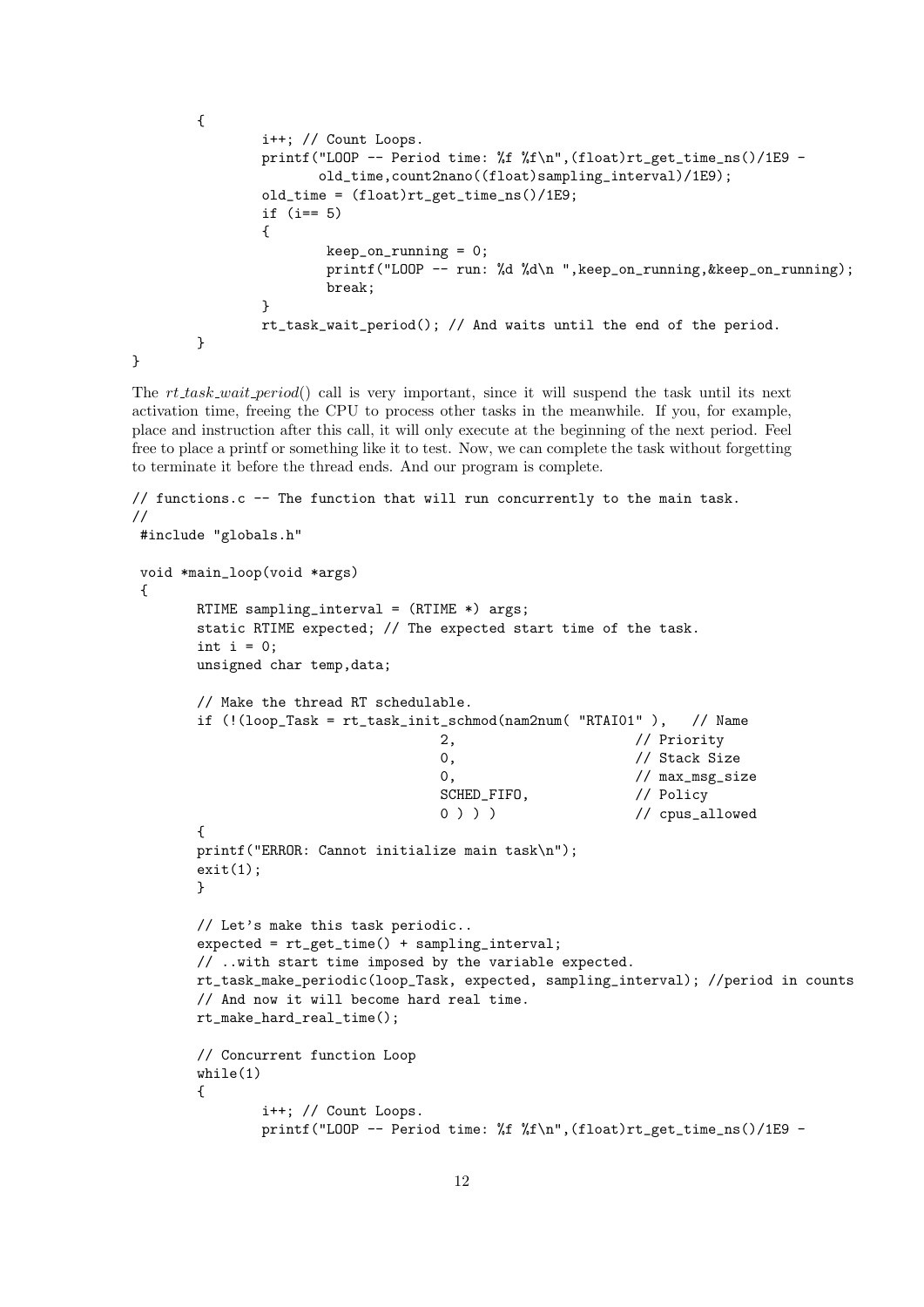```
        {
                i++; // Count Loops.
                printf("LOOP -- Period time: %f %f\n",(float)rt_get_time_ns()/1E9 -
                        old_time,count2nano((float)sampling_interval)/1E9);
                old_time = (float)rt_get_time_ns()/1E9;
                if (i== 5)
                {
                        keep_on_running = 0;
                        printf("LOOP -- run: %d %d\n ",keep_on_running,&keep_on_running);
                        break;
                }
                rt_task_wait_period(); // And waits until the end of the period.
        }
}
```

The *rt_task_wait_period*() call is very important, since it will suspend the task until its next activation time, freeing the CPU to process other tasks in the meanwhile. If you, for example, place and instruction after this call, it will only execute at the beginning of the next period. Feel free to place a printf or something like it to test. Now, we can complete the task without forgetting to terminate it before the thread ends. And our program is complete.

```
// functions.c -- The function that will run concurrently to the main task.
//
 #include "globals.h"

 void *main_loop(void *args)
 {
        RTIME sampling_interval = (RTIME *) args;
        static RTIME expected; // The expected start time of the task.
        int i = 0;
        unsigned char temp,data;

        // Make the thread RT schedulable.
        if (!(loop_Task = rt_task_init_schmod(nam2num( "RTAI01" ),   // Name
                                    2,                      // Priority
                                    0,                      // Stack Size
                                    0,                      // max_msg_size
                                    SCHED_FIFO,             // Policy
                                    0 ) ) )                 // cpus_allowed
        {
        printf("ERROR: Cannot initialize main task\n");
        exit(1);
        }

        // Let's make this task periodic..
        expected = rt_get_time() + sampling_interval;
        // ..with start time imposed by the variable expected.
        rt_task_make_periodic(loop_Task, expected, sampling_interval); //period in counts
        // And now it will become hard real time.
        rt_make_hard_real_time();

        // Concurrent function Loop
        while(1)
        {
                i++; // Count Loops.
                printf("LOOP -- Period time: %f %f\n",(float)rt_get_time_ns()/1E9 -
```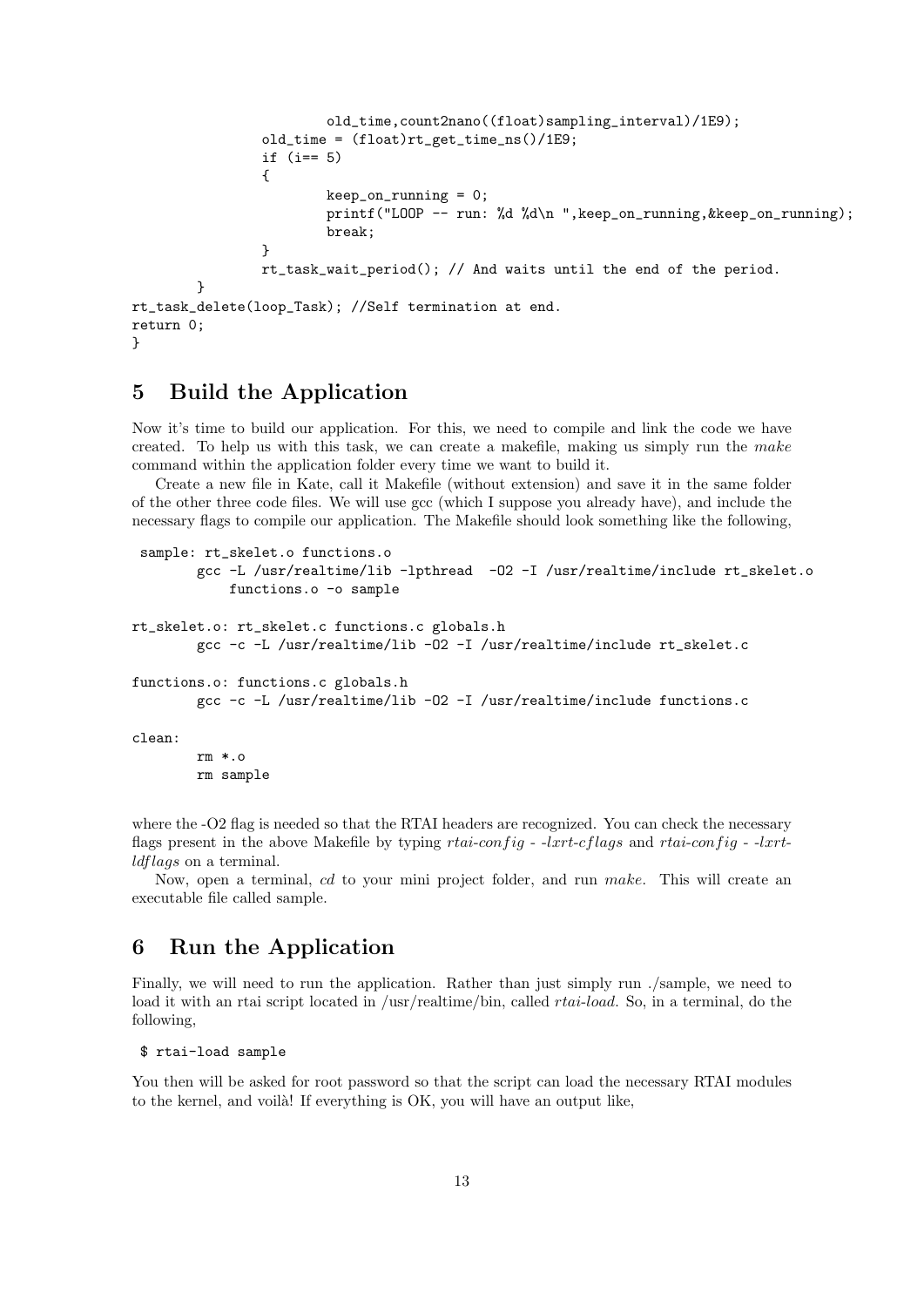```
                        old_time,count2nano((float)sampling_interval)/1E9);
                old_time = (float)rt_get_time_ns()/1E9;
                if (i== 5)
                {
                        keep_on_running = 0;
                        printf("LOOP -- run: %d %d\n ",keep_on_running,&keep_on_running);
                        break;
                }
                rt_task_wait_period(); // And waits until the end of the period.
        }
rt_task_delete(loop_Task); //Self termination at end.
return 0;
}
```

## 5 Build the Application

Now it's time to build our application. For this, we need to compile and link the code we have created. To help us with this task, we can create a makefile, making us simply run the *make* command within the application folder every time we want to build it.

Create a new file in Kate, call it Makefile (without extension) and save it in the same folder of the other three code files. We will use gcc (which I suppose you already have), and include the necessary flags to compile our application. The Makefile should look something like the following,

```
 sample: rt_skelet.o functions.o
        gcc -L /usr/realtime/lib -lpthread  -O2 -I /usr/realtime/include rt_skelet.o
            functions.o -o sample

rt_skelet.o: rt_skelet.c functions.c globals.h
        gcc -c -L /usr/realtime/lib -O2 -I /usr/realtime/include rt_skelet.c

functions.o: functions.c globals.h
        gcc -c -L /usr/realtime/lib -O2 -I /usr/realtime/include functions.c

clean:
        rm *.o
        rm sample
```

where the -O2 flag is needed so that the RTAI headers are recognized. You can check the necessary flags present in the above Makefile by typing *rtai-config - -lxrt-cflags* and *rtai-config - -lxrt-ldflags* on a terminal.

Now, open a terminal, *cd* to your mini project folder, and run *make*. This will create an executable file called sample.

## 6 Run the Application

Finally, we will need to run the application. Rather than just simply run ./sample, we need to load it with an rtai script located in /usr/realtime/bin, called *rtai-load*. So, in a terminal, do the following,

```
 $ rtai-load sample
```

You then will be asked for root password so that the script can load the necessary RTAI modules to the kernel, and voilà! If everything is OK, you will have an output like,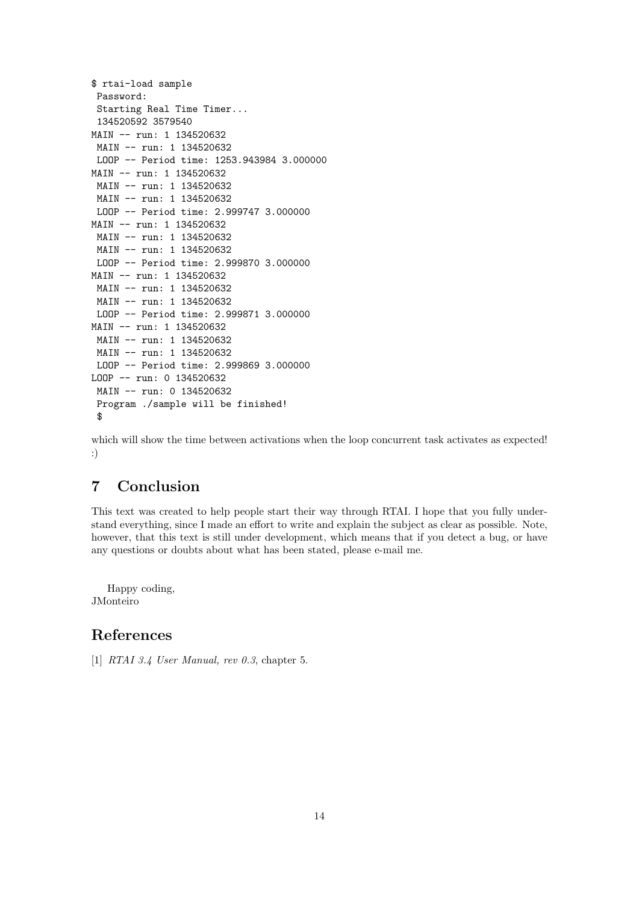```
$ rtai-load sample
 Password:
 Starting Real Time Timer...
 134520592 3579540
MAIN -- run: 1 134520632
 MAIN -- run: 1 134520632
 LOOP -- Period time: 1253.943984 3.000000
MAIN -- run: 1 134520632
 MAIN -- run: 1 134520632
 MAIN -- run: 1 134520632
 LOOP -- Period time: 2.999747 3.000000
MAIN -- run: 1 134520632
 MAIN -- run: 1 134520632
 MAIN -- run: 1 134520632
 LOOP -- Period time: 2.999870 3.000000
MAIN -- run: 1 134520632
 MAIN -- run: 1 134520632
 MAIN -- run: 1 134520632
 LOOP -- Period time: 2.999871 3.000000
MAIN -- run: 1 134520632
 MAIN -- run: 1 134520632
 MAIN -- run: 1 134520632
 LOOP -- Period time: 2.999869 3.000000
LOOP -- run: 0 134520632
 MAIN -- run: 0 134520632
 Program ./sample will be finished!
 $
```

which will show the time between activations when the loop concurrent task activates as expected! :)

## 7 Conclusion

This text was created to help people start their way through RTAI. I hope that you fully understand everything, since I made an effort to write and explain the subject as clear as possible. Note, however, that this text is still under development, which means that if you detect a bug, or have any questions or doubts about what has been stated, please e-mail me.

Happy coding,
JMonteiro

## References

[1] *RTAI 3.4 User Manual, rev 0.3*, chapter 5.